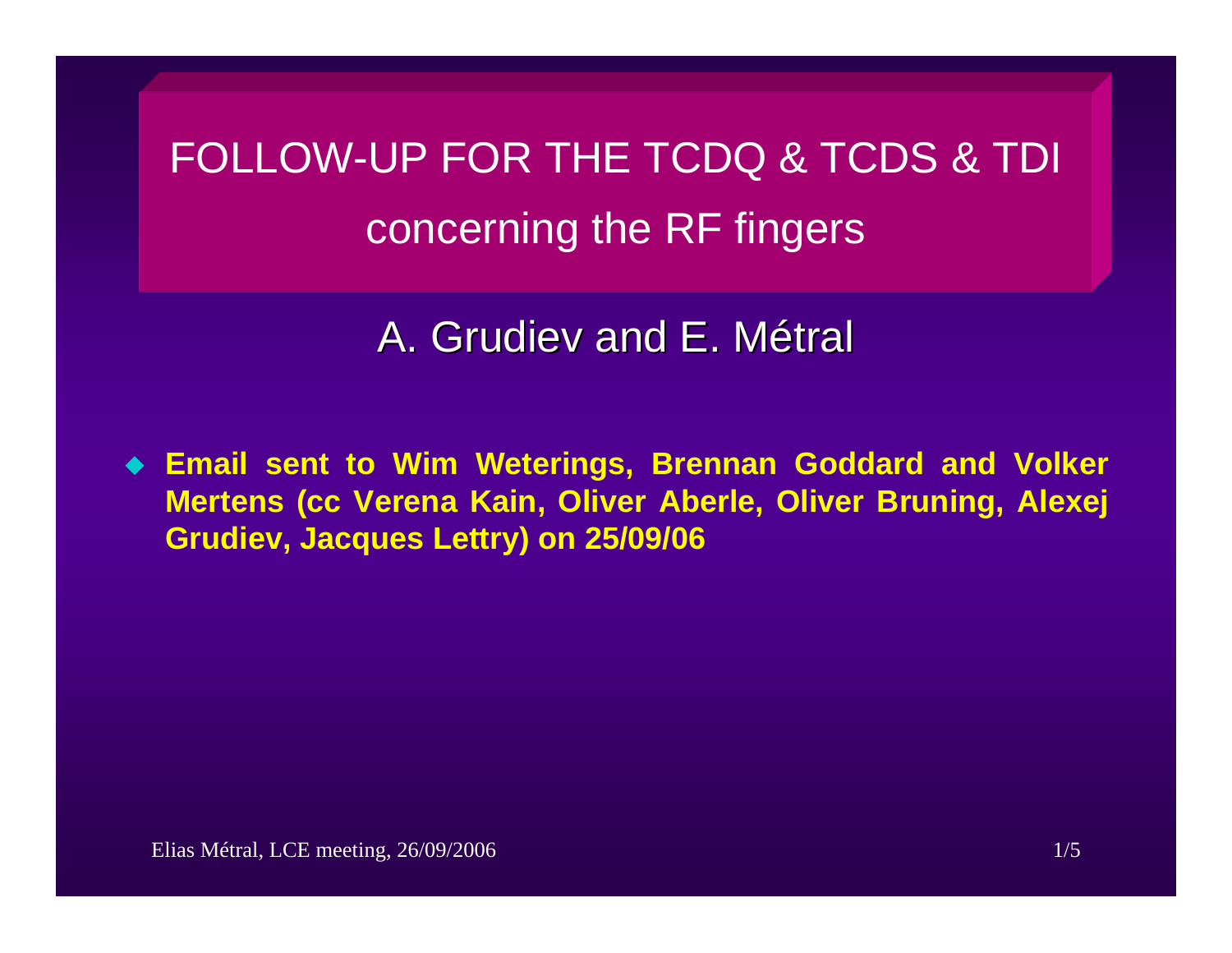# FOLLOW-UP FOR THE TCDQ & TCDS & TDI concerning the RF fingers

## A. Grudiev and E. Métral

- **Email sent to Wim Weterings, Brennan Goddard and Volker Mertens (cc Verena Kain, Oliver Aberle, Oliver Bruning, Alexej Grudiev, Jacques Lettry) on 25/09/06**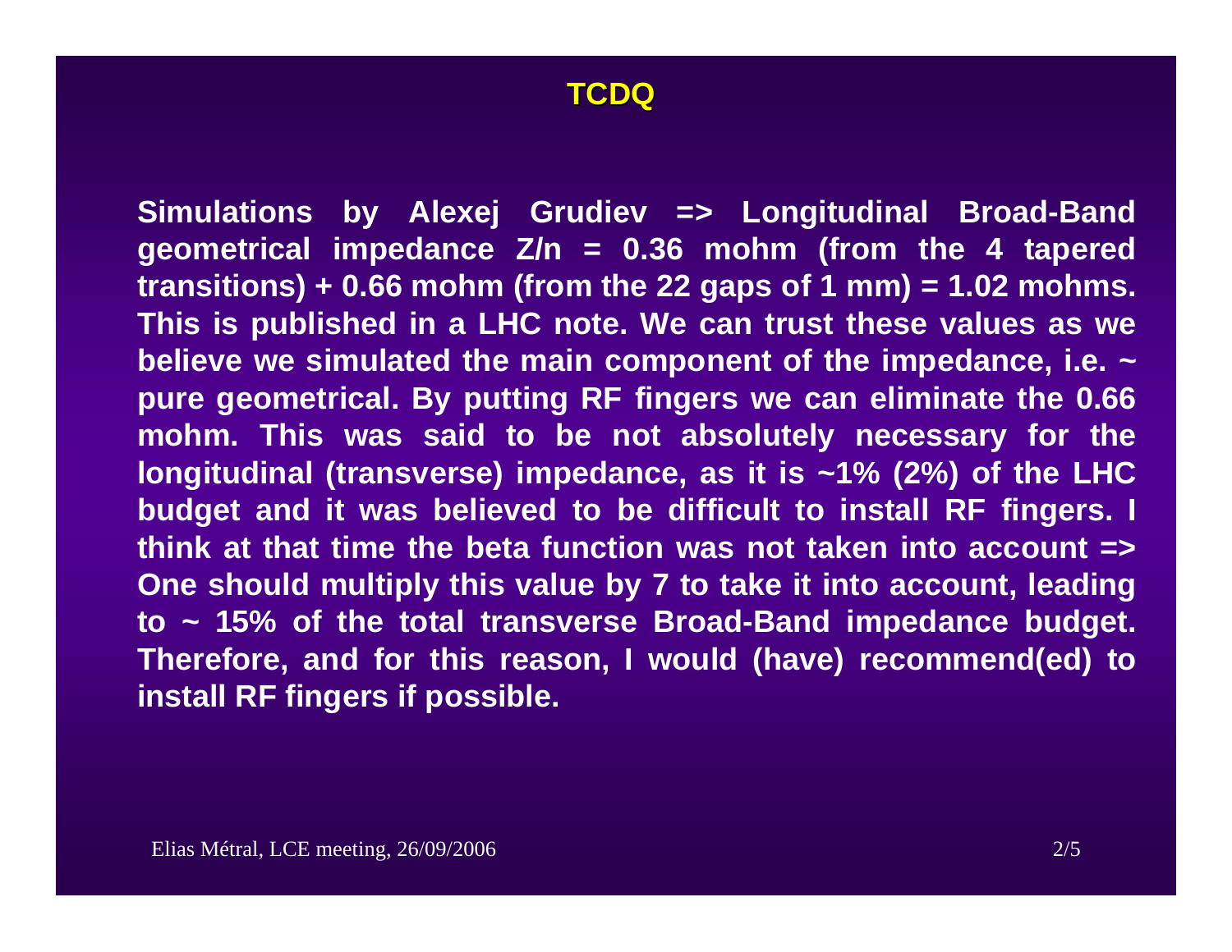# TCDQ

**Simulations by Alexej Grudiev => Longitudinal Broad-Band geometrical impedance Z/n = 0.36 mohm (from the 4 tapered transitions) + 0.66 mohm (from the 22 gaps of 1 mm) = 1.02 mohms. This is published in a LHC note. We can trust these values as we believe we simulated the main component of the impedance, i.e. ~ pure geometrical. By putting RF fingers we can eliminate the 0.66 mohm. This was said to be not absolutely necessary for the longitudinal (transverse) impedance, as it is ~1% (2%) of the LHC budget and it was believed to be difficult to install RF fingers. I think at that time the beta function was not taken into account => One should multiply this value by 7 to take it into account, leading to ~ 15% of the total transverse Broad-Band impedance budget. Therefore, and for this reason, I would (have) recommend(ed) to install RF fingers if possible.**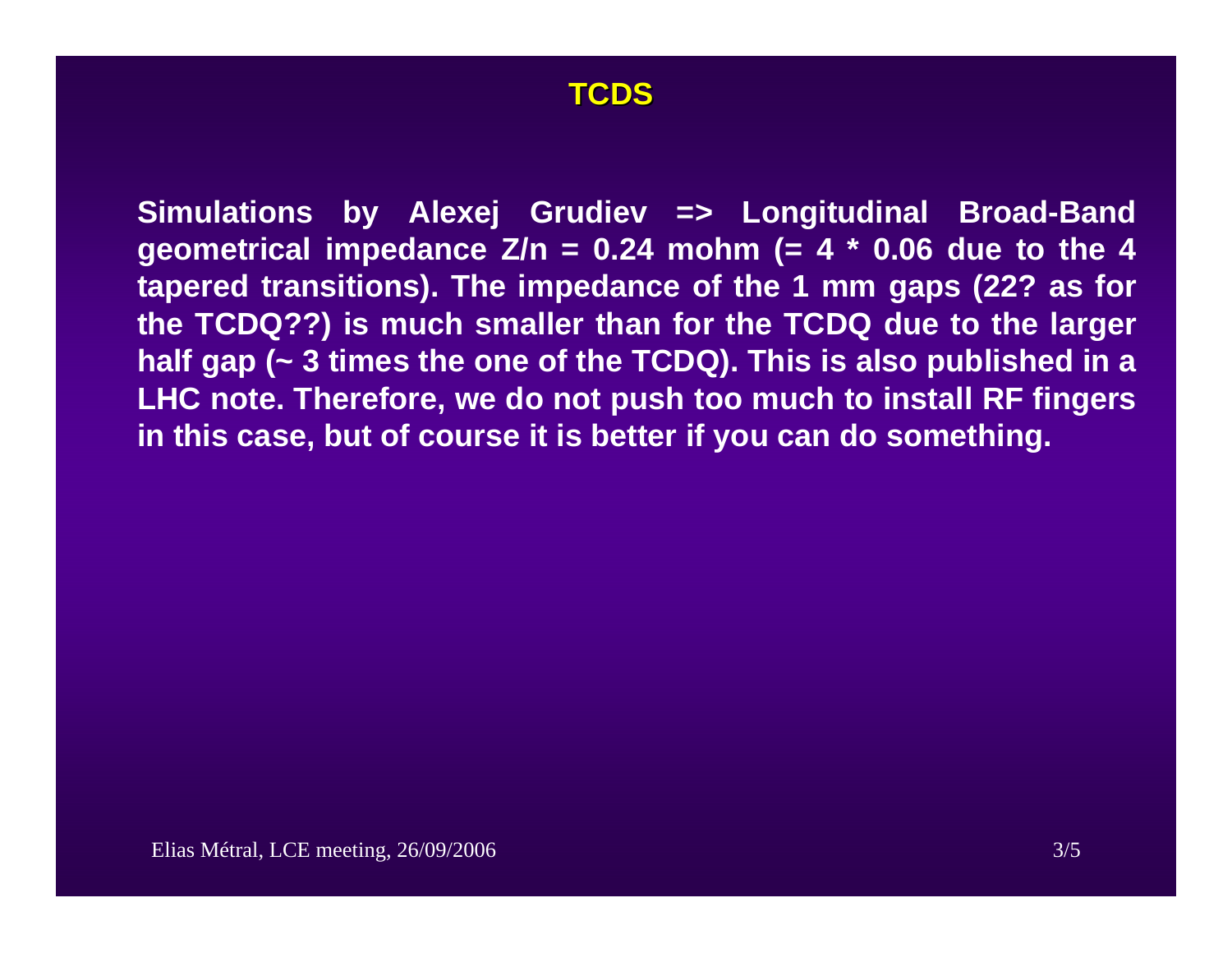# TCDS

**Simulations by Alexej Grudiev => Longitudinal Broad-Band geometrical impedance Z/n = 0.24 mohm (= 4 * 0.06 due to the 4 tapered transitions). The impedance of the 1 mm gaps (22? as for the TCDQ??) is much smaller than for the TCDQ due to the larger half gap (~ 3 times the one of the TCDQ). This is also published in a LHC note. Therefore, we do not push too much to install RF fingers in this case, but of course it is better if you can do something.**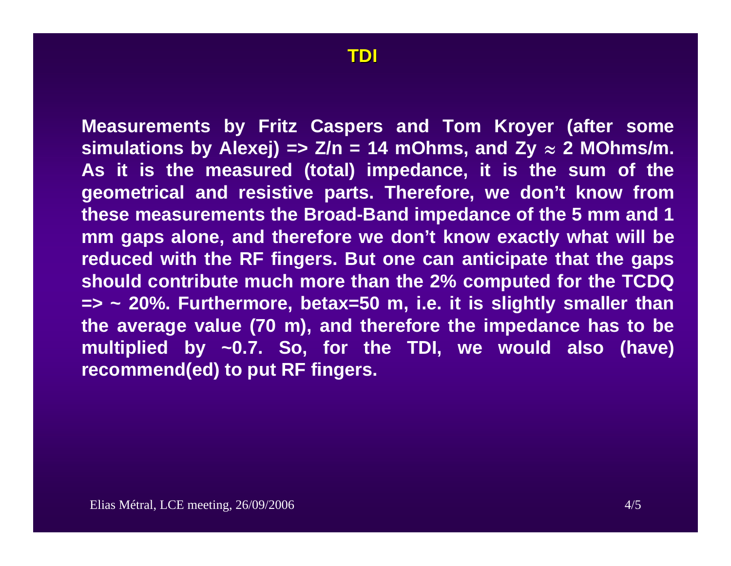# TDI

**Measurements by Fritz Caspers and Tom Kroyer (after some simulations by Alexej) => Z/n = 14 mOhms, and Zy $\approx$ 2 MOhms/m. As it is the measured (total) impedance, it is the sum of the geometrical and resistive parts. Therefore, we don't know from these measurements the Broad-Band impedance of the 5 mm and 1 mm gaps alone, and therefore we don't know exactly what will be reduced with the RF fingers. But one can anticipate that the gaps should contribute much more than the 2% computed for the TCDQ => ~ 20%. Furthermore, betax=50 m, i.e. it is slightly smaller than the average value (70 m), and therefore the impedance has to be multiplied by ~0.7. So, for the TDI, we would also (have) recommend(ed) to put RF fingers.**

Elias Métral, LCE meeting, 26/09/2006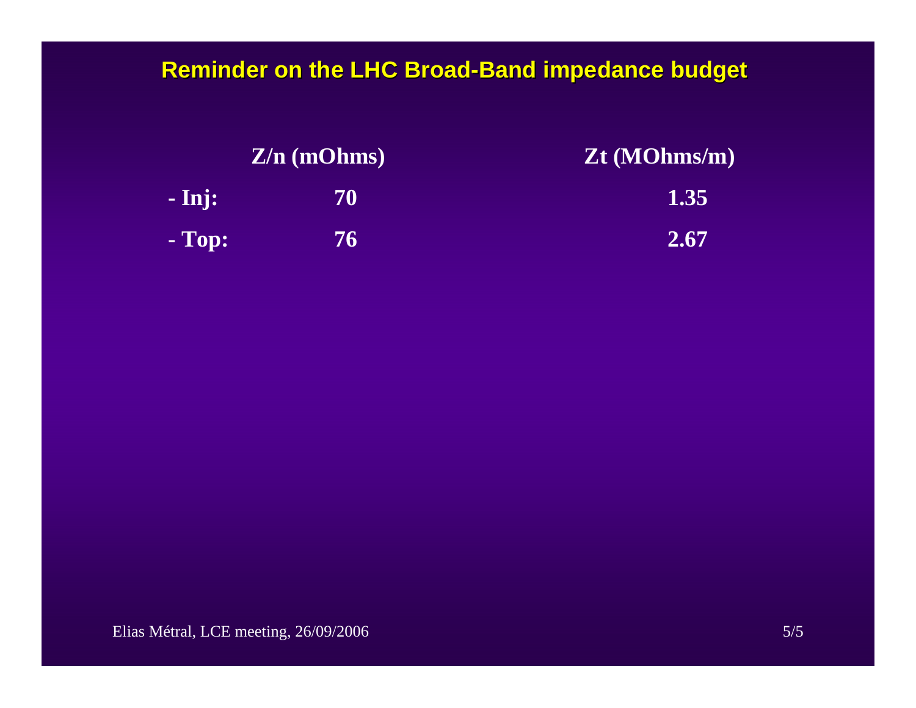## Reminder on the LHC Broad-Band impedance budget

| | Z/n (mOhms) | Zt (MOhms/m) |
|---|---|---|
| - Inj: | 70 | 1.35 |
| - Top: | 76 | 2.67 |

Elias Métral, LCE meeting, 26/09/2006